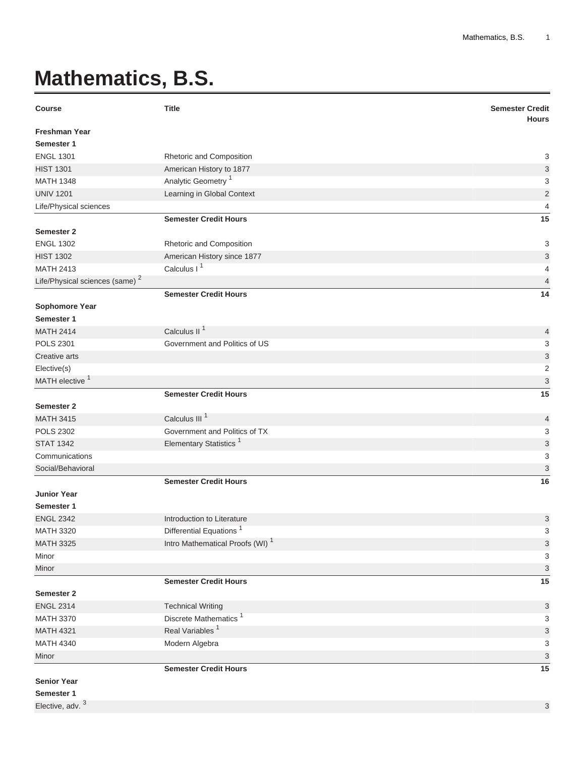# Mathematics, B.S.

| Course | Title | Semester Credit Hours |
|---|---|---|
| **Freshman Year** | | |
| **Semester 1** | | |
| ENGL 1301 | Rhetoric and Composition | 3 |
| HIST 1301 | American History to 1877 | 3 |
| MATH 1348 | Analytic Geometry [1] | 3 |
| UNIV 1201 | Learning in Global Context | 2 |
| Life/Physical sciences | | 4 |
| | **Semester Credit Hours** | **15** |
| **Semester 2** | | |
| ENGL 1302 | Rhetoric and Composition | 3 |
| HIST 1302 | American History since 1877 | 3 |
| MATH 2413 | Calculus I [1] | 4 |
| Life/Physical sciences (same) [2] | | 4 |
| | **Semester Credit Hours** | **14** |
| **Sophomore Year** | | |
| **Semester 1** | | |
| MATH 2414 | Calculus II [1] | 4 |
| POLS 2301 | Government and Politics of US | 3 |
| Creative arts | | 3 |
| Elective(s) | | 2 |
| MATH elective [1] | | 3 |
| | **Semester Credit Hours** | **15** |
| **Semester 2** | | |
| MATH 3415 | Calculus III [1] | 4 |
| POLS 2302 | Government and Politics of TX | 3 |
| STAT 1342 | Elementary Statistics [1] | 3 |
| Communications | | 3 |
| Social/Behavioral | | 3 |
| | **Semester Credit Hours** | **16** |
| **Junior Year** | | |
| **Semester 1** | | |
| ENGL 2342 | Introduction to Literature | 3 |
| MATH 3320 | Differential Equations [1] | 3 |
| MATH 3325 | Intro Mathematical Proofs (WI) [1] | 3 |
| Minor | | 3 |
| Minor | | 3 |
| | **Semester Credit Hours** | **15** |
| **Semester 2** | | |
| ENGL 2314 | Technical Writing | 3 |
| MATH 3370 | Discrete Mathematics [1] | 3 |
| MATH 4321 | Real Variables [1] | 3 |
| MATH 4340 | Modern Algebra | 3 |
| Minor | | 3 |
| | **Semester Credit Hours** | **15** |
| **Senior Year** | | |
| **Semester 1** | | |
| Elective, adv. [3] | | 3 |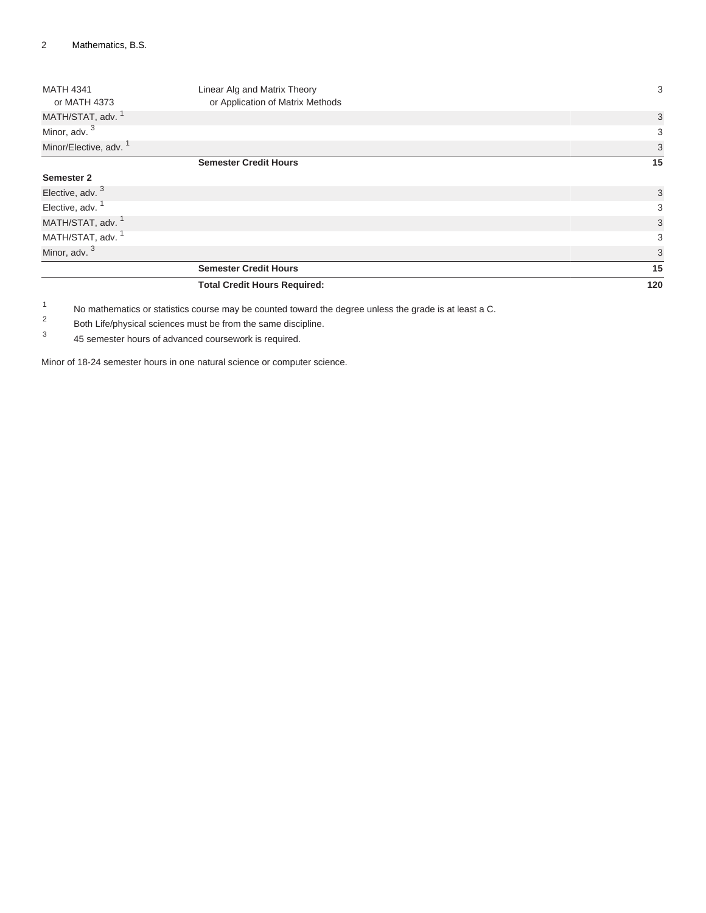| | | |
|---|---|---|
| MATH 4341<br>or MATH 4373 | Linear Alg and Matrix Theory<br>or Application of Matrix Methods | 3 |
| MATH/STAT, adv. [1] | | 3 |
| Minor, adv. [3] | | 3 |
| Minor/Elective, adv. [1] | | 3 |
| | **Semester Credit Hours** | **15** |
| **Semester 2** | | |
| Elective, adv. [3] | | 3 |
| Elective, adv. [1] | | 3 |
| MATH/STAT, adv. [1] | | 3 |
| MATH/STAT, adv. [1] | | 3 |
| Minor, adv. [3] | | 3 |
| | **Semester Credit Hours** | **15** |
| | **Total Credit Hours Required:** | **120** |

1. No mathematics or statistics course may be counted toward the degree unless the grade is at least a C.
2. Both Life/physical sciences must be from the same discipline.
3. 45 semester hours of advanced coursework is required.

Minor of 18-24 semester hours in one natural science or computer science.